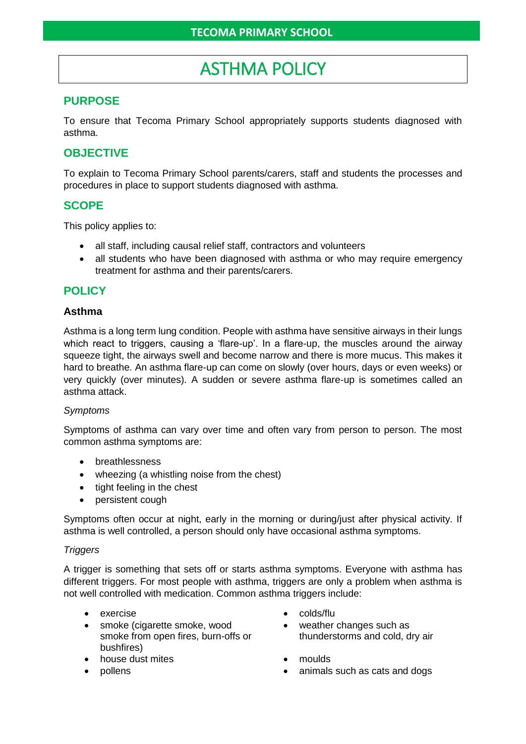**TECOMA PRIMARY SCHOOL**

# ASTHMA POLICY

## PURPOSE

To ensure that Tecoma Primary School appropriately supports students diagnosed with asthma.

## OBJECTIVE

To explain to Tecoma Primary School parents/carers, staff and students the processes and procedures in place to support students diagnosed with asthma.

## SCOPE

This policy applies to:

- all staff, including causal relief staff, contractors and volunteers
- all students who have been diagnosed with asthma or who may require emergency treatment for asthma and their parents/carers.

## POLICY

### Asthma

Asthma is a long term lung condition. People with asthma have sensitive airways in their lungs which react to triggers, causing a 'flare-up'. In a flare-up, the muscles around the airway squeeze tight, the airways swell and become narrow and there is more mucus. This makes it hard to breathe. An asthma flare-up can come on slowly (over hours, days or even weeks) or very quickly (over minutes). A sudden or severe asthma flare-up is sometimes called an asthma attack.

*Symptoms*

Symptoms of asthma can vary over time and often vary from person to person. The most common asthma symptoms are:

- breathlessness
- wheezing (a whistling noise from the chest)
- tight feeling in the chest
- persistent cough

Symptoms often occur at night, early in the morning or during/just after physical activity. If asthma is well controlled, a person should only have occasional asthma symptoms.

*Triggers*

A trigger is something that sets off or starts asthma symptoms. Everyone with asthma has different triggers. For most people with asthma, triggers are only a problem when asthma is not well controlled with medication. Common asthma triggers include:

- exercise
- smoke (cigarette smoke, wood smoke from open fires, burn-offs or bushfires)
- house dust mites
- pollens
- colds/flu
- weather changes such as thunderstorms and cold, dry air
- moulds
- animals such as cats and dogs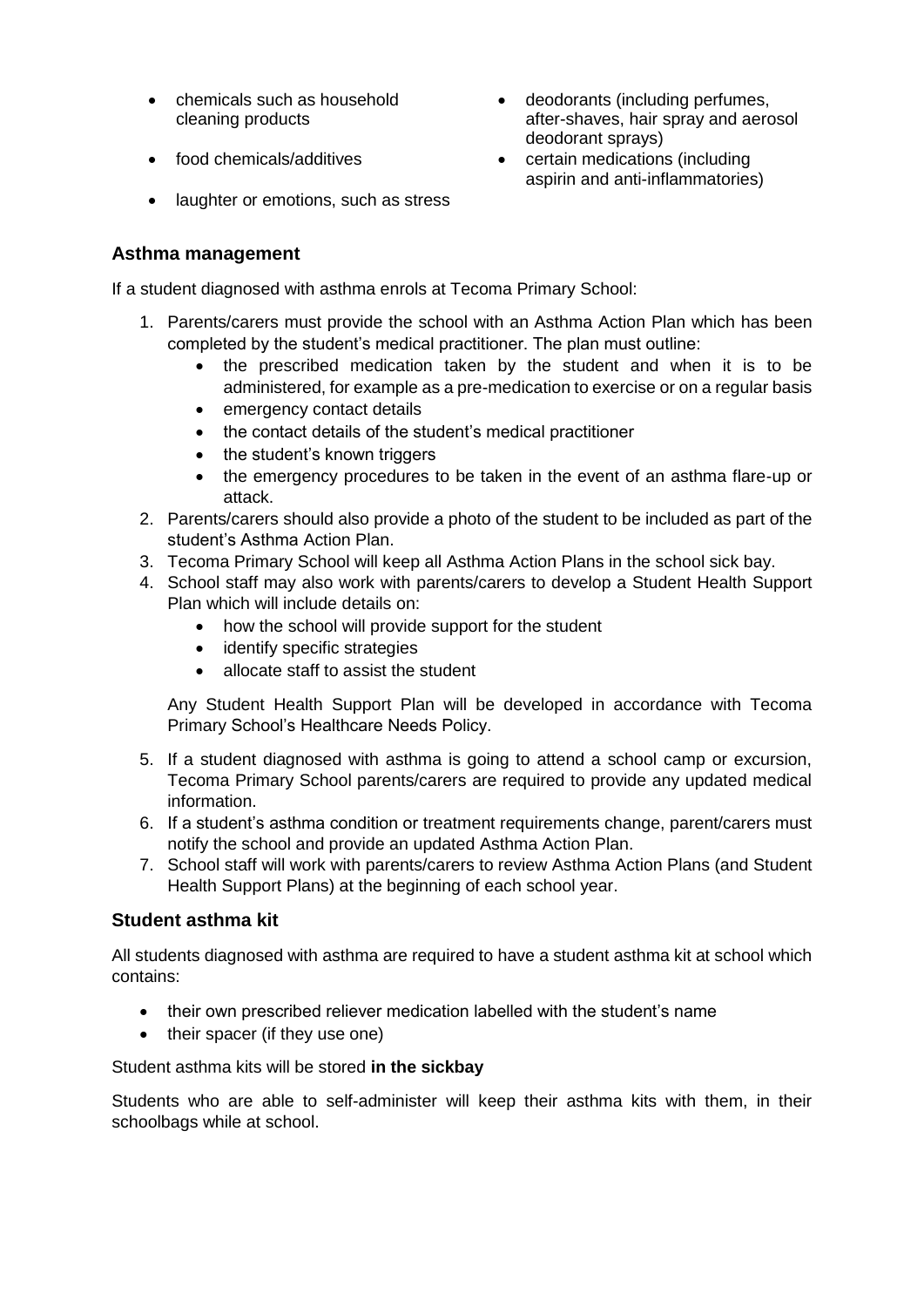- chemicals such as household cleaning products
- food chemicals/additives
- laughter or emotions, such as stress
- deodorants (including perfumes, after-shaves, hair spray and aerosol deodorant sprays)
- certain medications (including aspirin and anti-inflammatories)

## Asthma management

If a student diagnosed with asthma enrols at Tecoma Primary School:

1. Parents/carers must provide the school with an Asthma Action Plan which has been completed by the student's medical practitioner. The plan must outline:
   - the prescribed medication taken by the student and when it is to be administered, for example as a pre-medication to exercise or on a regular basis
   - emergency contact details
   - the contact details of the student's medical practitioner
   - the student's known triggers
   - the emergency procedures to be taken in the event of an asthma flare-up or attack.
2. Parents/carers should also provide a photo of the student to be included as part of the student's Asthma Action Plan.
3. Tecoma Primary School will keep all Asthma Action Plans in the school sick bay.
4. School staff may also work with parents/carers to develop a Student Health Support Plan which will include details on:
   - how the school will provide support for the student
   - identify specific strategies
   - allocate staff to assist the student

   Any Student Health Support Plan will be developed in accordance with Tecoma Primary School's Healthcare Needs Policy.
5. If a student diagnosed with asthma is going to attend a school camp or excursion, Tecoma Primary School parents/carers are required to provide any updated medical information.
6. If a student's asthma condition or treatment requirements change, parent/carers must notify the school and provide an updated Asthma Action Plan.
7. School staff will work with parents/carers to review Asthma Action Plans (and Student Health Support Plans) at the beginning of each school year.

## Student asthma kit

All students diagnosed with asthma are required to have a student asthma kit at school which contains:

- their own prescribed reliever medication labelled with the student's name
- their spacer (if they use one)

Student asthma kits will be stored **in the sickbay**

Students who are able to self-administer will keep their asthma kits with them, in their schoolbags while at school.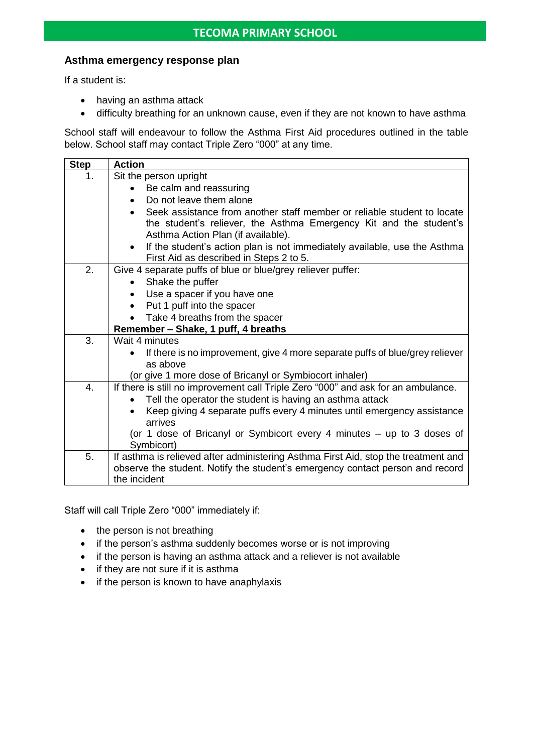## Asthma emergency response plan

If a student is:

- having an asthma attack
- difficulty breathing for an unknown cause, even if they are not known to have asthma

School staff will endeavour to follow the Asthma First Aid procedures outlined in the table below. School staff may contact Triple Zero "000" at any time.

| Step | Action |
|---|---|
| 1. | Sit the person upright<br>• Be calm and reassuring<br>• Do not leave them alone<br>• Seek assistance from another staff member or reliable student to locate the student's reliever, the Asthma Emergency Kit and the student's Asthma Action Plan (if available).<br>• If the student's action plan is not immediately available, use the Asthma First Aid as described in Steps 2 to 5. |
| 2. | Give 4 separate puffs of blue or blue/grey reliever puffer:<br>• Shake the puffer<br>• Use a spacer if you have one<br>• Put 1 puff into the spacer<br>• Take 4 breaths from the spacer<br>**Remember – Shake, 1 puff, 4 breaths** |
| 3. | Wait 4 minutes<br>• If there is no improvement, give 4 more separate puffs of blue/grey reliever as above<br>(or give 1 more dose of Bricanyl or Symbiocort inhaler) |
| 4. | If there is still no improvement call Triple Zero "000" and ask for an ambulance.<br>• Tell the operator the student is having an asthma attack<br>• Keep giving 4 separate puffs every 4 minutes until emergency assistance arrives<br>(or 1 dose of Bricanyl or Symbicort every 4 minutes – up to 3 doses of Symbicort) |
| 5. | If asthma is relieved after administering Asthma First Aid, stop the treatment and observe the student. Notify the student's emergency contact person and record the incident |

Staff will call Triple Zero "000" immediately if:

- the person is not breathing
- if the person's asthma suddenly becomes worse or is not improving
- if the person is having an asthma attack and a reliever is not available
- if they are not sure if it is asthma
- if the person is known to have anaphylaxis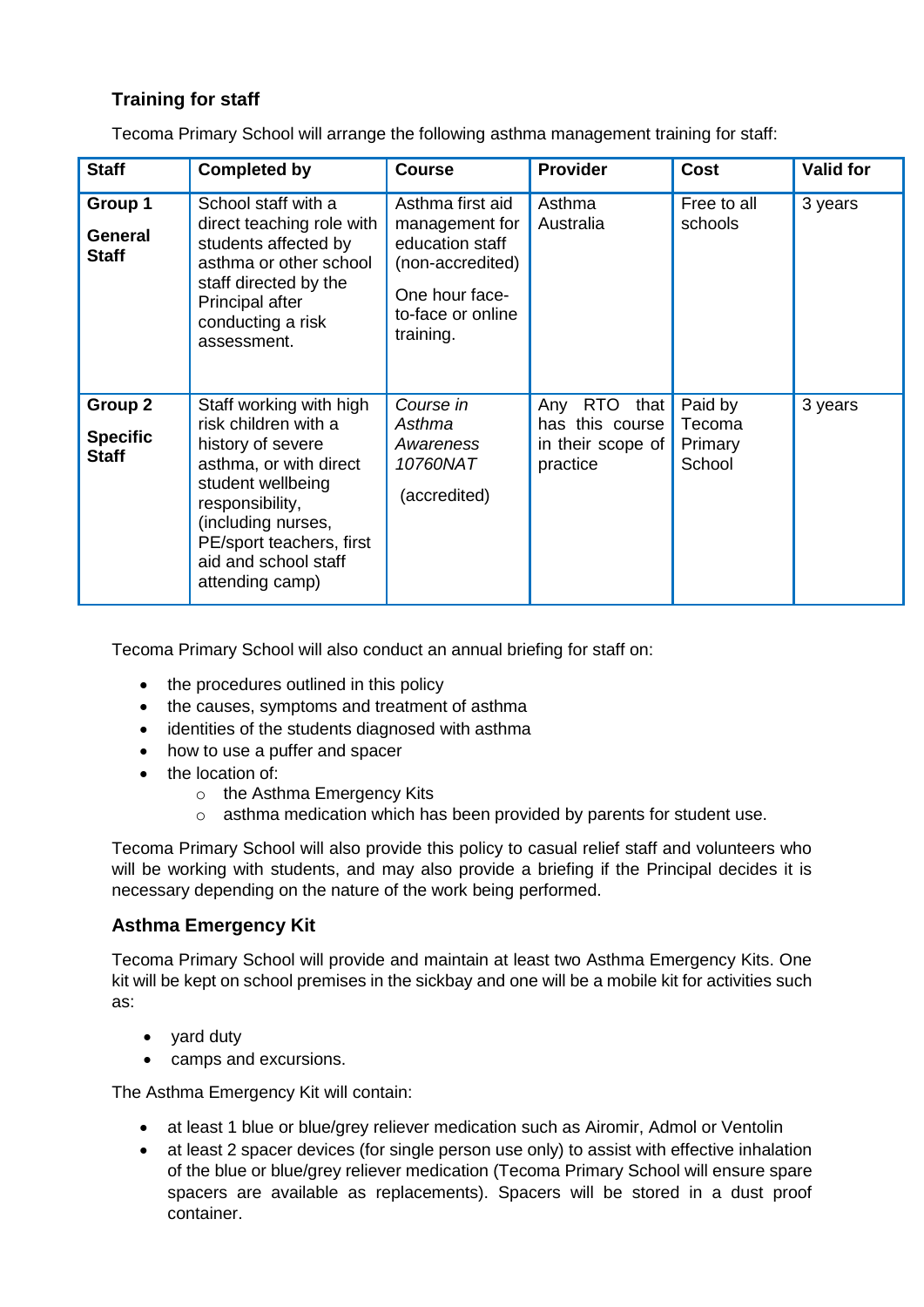### Training for staff

Tecoma Primary School will arrange the following asthma management training for staff:

| Staff | Completed by | Course | Provider | Cost | Valid for |
|---|---|---|---|---|---|
| **Group 1**<br>**General Staff** | School staff with a direct teaching role with students affected by asthma or other school staff directed by the Principal after conducting a risk assessment. | Asthma first aid management for education staff (non-accredited)<br>One hour face-to-face or online training. | Asthma Australia | Free to all schools | 3 years |
| **Group 2**<br>**Specific Staff** | Staff working with high risk children with a history of severe asthma, or with direct student wellbeing responsibility, (including nurses, PE/sport teachers, first aid and school staff attending camp) | *Course in Asthma Awareness 10760NAT*<br>(accredited) | Any RTO that has this course in their scope of practice | Paid by Tecoma Primary School | 3 years |

Tecoma Primary School will also conduct an annual briefing for staff on:

- the procedures outlined in this policy
- the causes, symptoms and treatment of asthma
- identities of the students diagnosed with asthma
- how to use a puffer and spacer
- the location of:
  - the Asthma Emergency Kits
  - asthma medication which has been provided by parents for student use.

Tecoma Primary School will also provide this policy to casual relief staff and volunteers who will be working with students, and may also provide a briefing if the Principal decides it is necessary depending on the nature of the work being performed.

### Asthma Emergency Kit

Tecoma Primary School will provide and maintain at least two Asthma Emergency Kits. One kit will be kept on school premises in the sickbay and one will be a mobile kit for activities such as:

- yard duty
- camps and excursions.

The Asthma Emergency Kit will contain:

- at least 1 blue or blue/grey reliever medication such as Airomir, Admol or Ventolin
- at least 2 spacer devices (for single person use only) to assist with effective inhalation of the blue or blue/grey reliever medication (Tecoma Primary School will ensure spare spacers are available as replacements). Spacers will be stored in a dust proof container.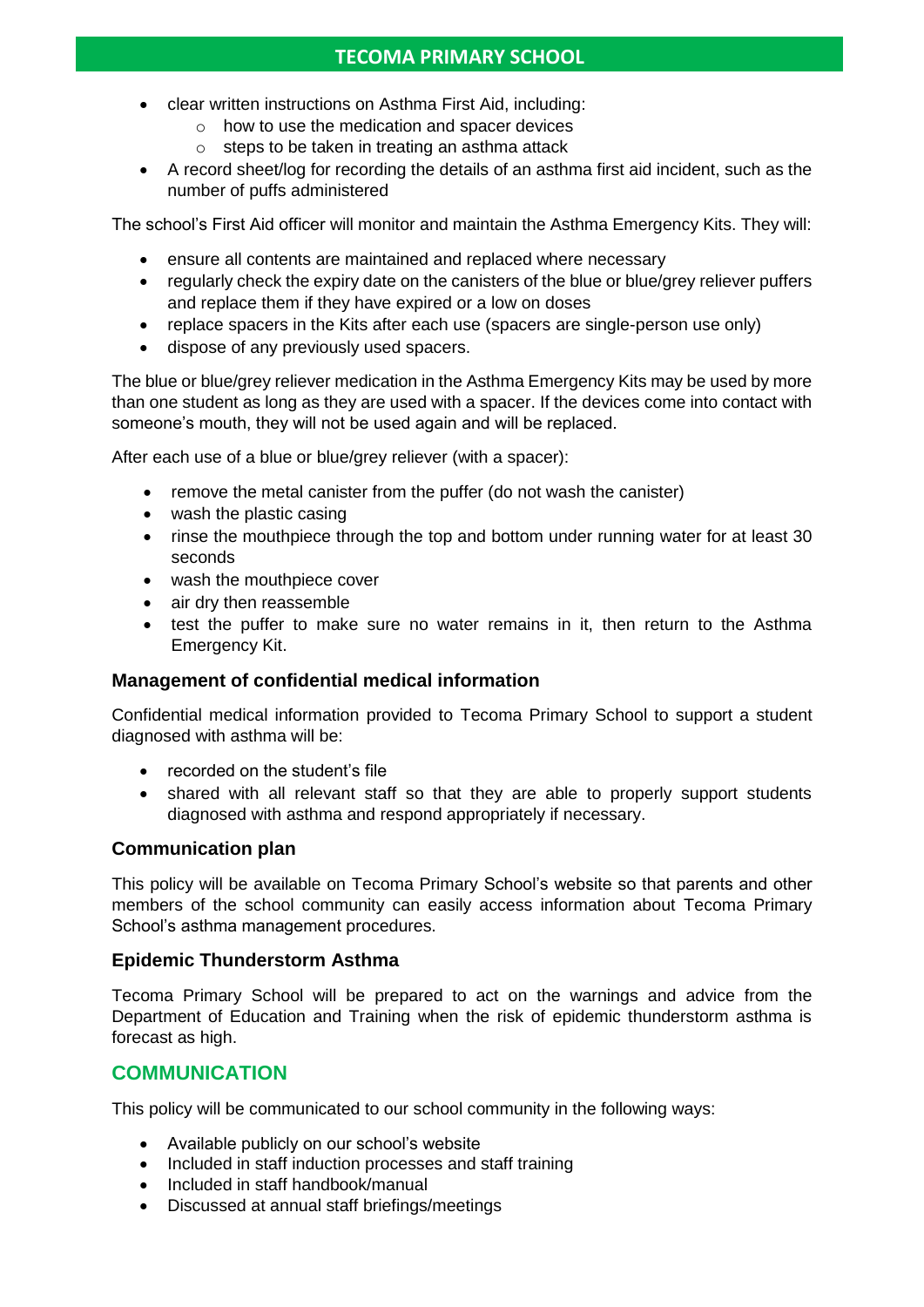- clear written instructions on Asthma First Aid, including:
  - how to use the medication and spacer devices
  - steps to be taken in treating an asthma attack
- A record sheet/log for recording the details of an asthma first aid incident, such as the number of puffs administered

The school's First Aid officer will monitor and maintain the Asthma Emergency Kits. They will:

- ensure all contents are maintained and replaced where necessary
- regularly check the expiry date on the canisters of the blue or blue/grey reliever puffers and replace them if they have expired or a low on doses
- replace spacers in the Kits after each use (spacers are single-person use only)
- dispose of any previously used spacers.

The blue or blue/grey reliever medication in the Asthma Emergency Kits may be used by more than one student as long as they are used with a spacer. If the devices come into contact with someone's mouth, they will not be used again and will be replaced.

After each use of a blue or blue/grey reliever (with a spacer):

- remove the metal canister from the puffer (do not wash the canister)
- wash the plastic casing
- rinse the mouthpiece through the top and bottom under running water for at least 30 seconds
- wash the mouthpiece cover
- air dry then reassemble
- test the puffer to make sure no water remains in it, then return to the Asthma Emergency Kit.

### Management of confidential medical information

Confidential medical information provided to Tecoma Primary School to support a student diagnosed with asthma will be:

- recorded on the student's file
- shared with all relevant staff so that they are able to properly support students diagnosed with asthma and respond appropriately if necessary.

### Communication plan

This policy will be available on Tecoma Primary School's website so that parents and other members of the school community can easily access information about Tecoma Primary School's asthma management procedures.

### Epidemic Thunderstorm Asthma

Tecoma Primary School will be prepared to act on the warnings and advice from the Department of Education and Training when the risk of epidemic thunderstorm asthma is forecast as high.

## COMMUNICATION

This policy will be communicated to our school community in the following ways:

- Available publicly on our school's website
- Included in staff induction processes and staff training
- Included in staff handbook/manual
- Discussed at annual staff briefings/meetings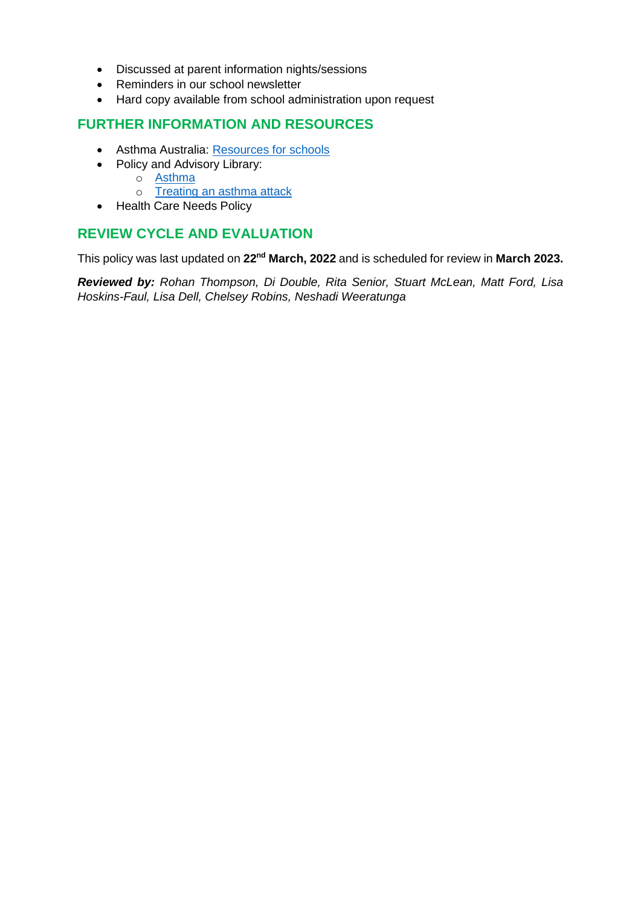- Discussed at parent information nights/sessions
- Reminders in our school newsletter
- Hard copy available from school administration upon request

## FURTHER INFORMATION AND RESOURCES

- Asthma Australia: Resources for schools
- Policy and Advisory Library:
    - Asthma
    - Treating an asthma attack
- Health Care Needs Policy

## REVIEW CYCLE AND EVALUATION

This policy was last updated on **22nd March, 2022** and is scheduled for review in **March 2023.**

***Reviewed by:*** *Rohan Thompson, Di Double, Rita Senior, Stuart McLean, Matt Ford, Lisa Hoskins-Faul, Lisa Dell, Chelsey Robins, Neshadi Weeratunga*